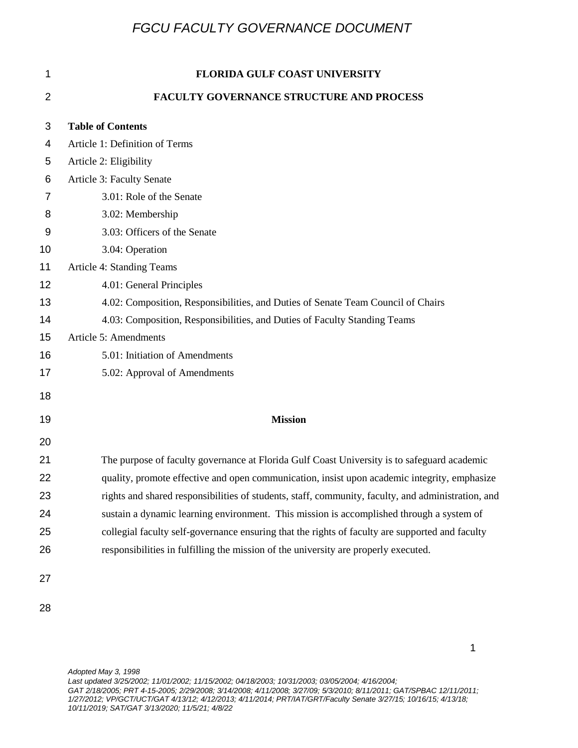# FLORIDA GULF COAST UNIVERSITY

## FACULTY GOVERNANCE STRUCTURE AND PROCESS

**Table of Contents**

Article 1: Definition of Terms

Article 2: Eligibility

Article 3: Faculty Senate

- 3.01: Role of the Senate
- 3.02: Membership
- 3.03: Officers of the Senate
- 3.04: Operation

Article 4: Standing Teams

- 4.01: General Principles
- 4.02: Composition, Responsibilities, and Duties of Senate Team Council of Chairs
- 4.03: Composition, Responsibilities, and Duties of Faculty Standing Teams

Article 5: Amendments

- 5.01: Initiation of Amendments
- 5.02: Approval of Amendments

### Mission

The purpose of faculty governance at Florida Gulf Coast University is to safeguard academic quality, promote effective and open communication, insist upon academic integrity, emphasize rights and shared responsibilities of students, staff, community, faculty, and administration, and sustain a dynamic learning environment. This mission is accomplished through a system of collegial faculty self-governance ensuring that the rights of faculty are supported and faculty responsibilities in fulfilling the mission of the university are properly executed.

*Adopted May 3, 1998*
*Last updated 3/25/2002; 11/01/2002; 11/15/2002; 04/18/2003; 10/31/2003; 03/05/2004; 4/16/2004; GAT 2/18/2005; PRT 4-15-2005; 2/29/2008; 3/14/2008; 4/11/2008; 3/27/09; 5/3/2010; 8/11/2011; GAT/SPBAC 12/11/2011; 1/27/2012; VP/GCT/UCT/GAT 4/13/12; 4/12/2013; 4/11/2014; PRT/IAT/GRT/Faculty Senate 3/27/15; 10/16/15; 4/13/18; 10/11/2019; SAT/GAT 3/13/2020; 11/5/21; 4/8/22*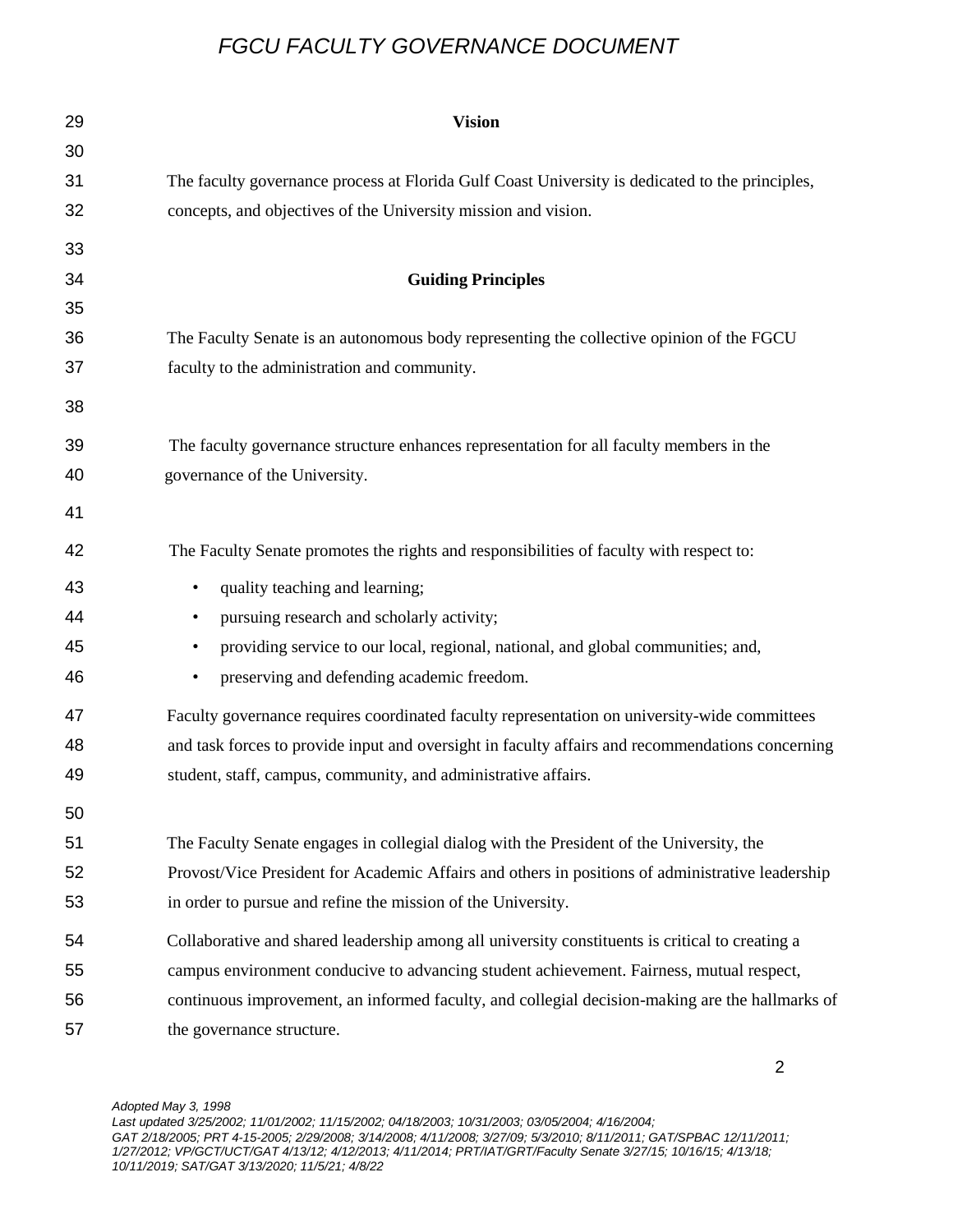## Vision

The faculty governance process at Florida Gulf Coast University is dedicated to the principles, concepts, and objectives of the University mission and vision.

## Guiding Principles

The Faculty Senate is an autonomous body representing the collective opinion of the FGCU faculty to the administration and community.

The faculty governance structure enhances representation for all faculty members in the governance of the University.

The Faculty Senate promotes the rights and responsibilities of faculty with respect to:

- quality teaching and learning;
- pursuing research and scholarly activity;
- providing service to our local, regional, national, and global communities; and,
- preserving and defending academic freedom.

Faculty governance requires coordinated faculty representation on university-wide committees and task forces to provide input and oversight in faculty affairs and recommendations concerning student, staff, campus, community, and administrative affairs.

The Faculty Senate engages in collegial dialog with the President of the University, the Provost/Vice President for Academic Affairs and others in positions of administrative leadership in order to pursue and refine the mission of the University.

Collaborative and shared leadership among all university constituents is critical to creating a campus environment conducive to advancing student achievement. Fairness, mutual respect, continuous improvement, an informed faculty, and collegial decision-making are the hallmarks of the governance structure.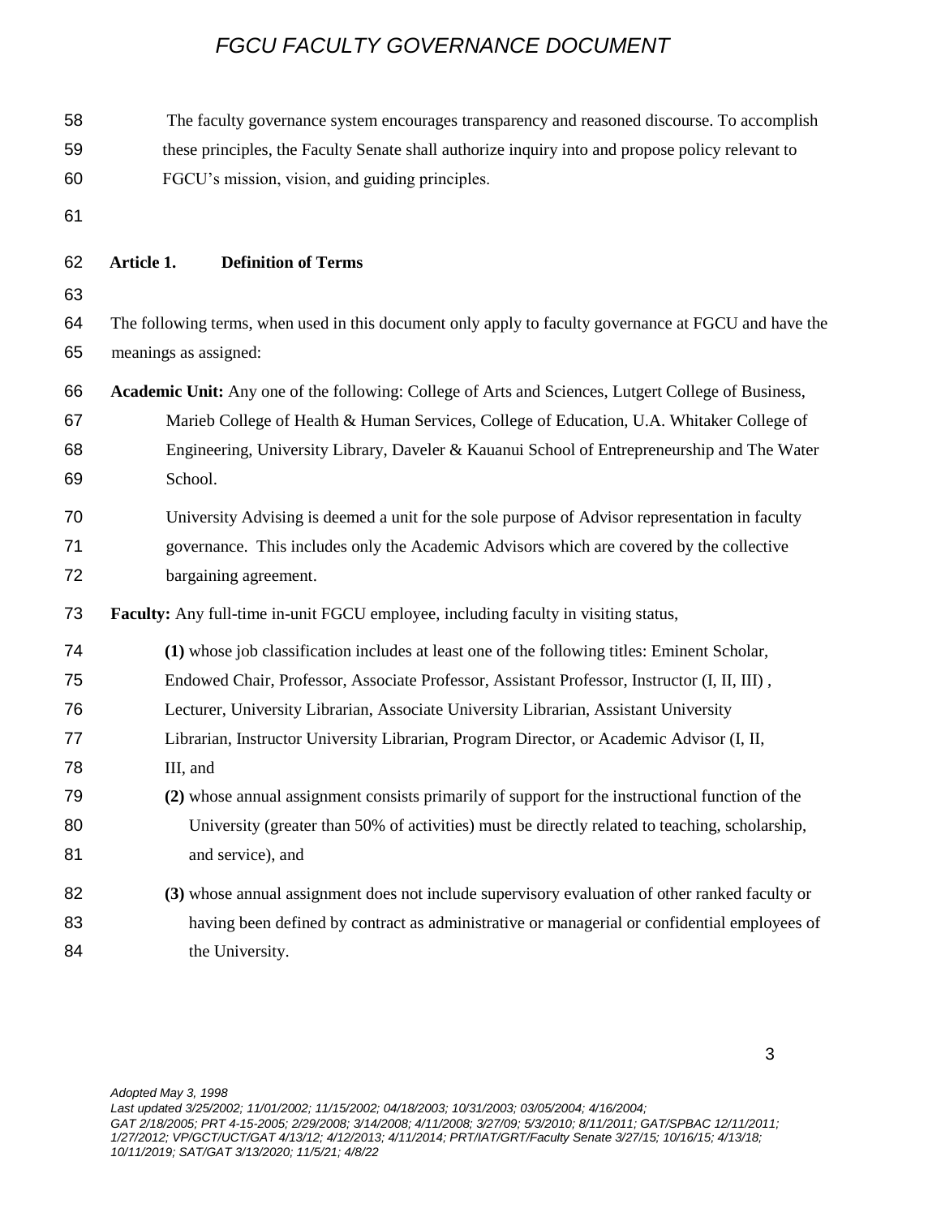The faculty governance system encourages transparency and reasoned discourse. To accomplish these principles, the Faculty Senate shall authorize inquiry into and propose policy relevant to FGCU's mission, vision, and guiding principles.

## Article 1. Definition of Terms

The following terms, when used in this document only apply to faculty governance at FGCU and have the meanings as assigned:

**Academic Unit:** Any one of the following: College of Arts and Sciences, Lutgert College of Business, Marieb College of Health & Human Services, College of Education, U.A. Whitaker College of Engineering, University Library, Daveler & Kauanui School of Entrepreneurship and The Water School.

University Advising is deemed a unit for the sole purpose of Advisor representation in faculty governance. This includes only the Academic Advisors which are covered by the collective bargaining agreement.

**Faculty:** Any full-time in-unit FGCU employee, including faculty in visiting status,

**(1)** whose job classification includes at least one of the following titles: Eminent Scholar, Endowed Chair, Professor, Associate Professor, Assistant Professor, Instructor (I, II, III) , Lecturer, University Librarian, Associate University Librarian, Assistant University Librarian, Instructor University Librarian, Program Director, or Academic Advisor (I, II, III, and

**(2)** whose annual assignment consists primarily of support for the instructional function of the University (greater than 50% of activities) must be directly related to teaching, scholarship, and service), and

**(3)** whose annual assignment does not include supervisory evaluation of other ranked faculty or having been defined by contract as administrative or managerial or confidential employees of the University.

*Adopted May 3, 1998*
*Last updated 3/25/2002; 11/01/2002; 11/15/2002; 04/18/2003; 10/31/2003; 03/05/2004; 4/16/2004; GAT 2/18/2005; PRT 4-15-2005; 2/29/2008; 3/14/2008; 4/11/2008; 3/27/09; 5/3/2010; 8/11/2011; GAT/SPBAC 12/11/2011; 1/27/2012; VP/GCT/UCT/GAT 4/13/12; 4/12/2013; 4/11/2014; PRT/IAT/GRT/Faculty Senate 3/27/15; 10/16/15; 4/13/18; 10/11/2019; SAT/GAT 3/13/2020; 11/5/21; 4/8/22*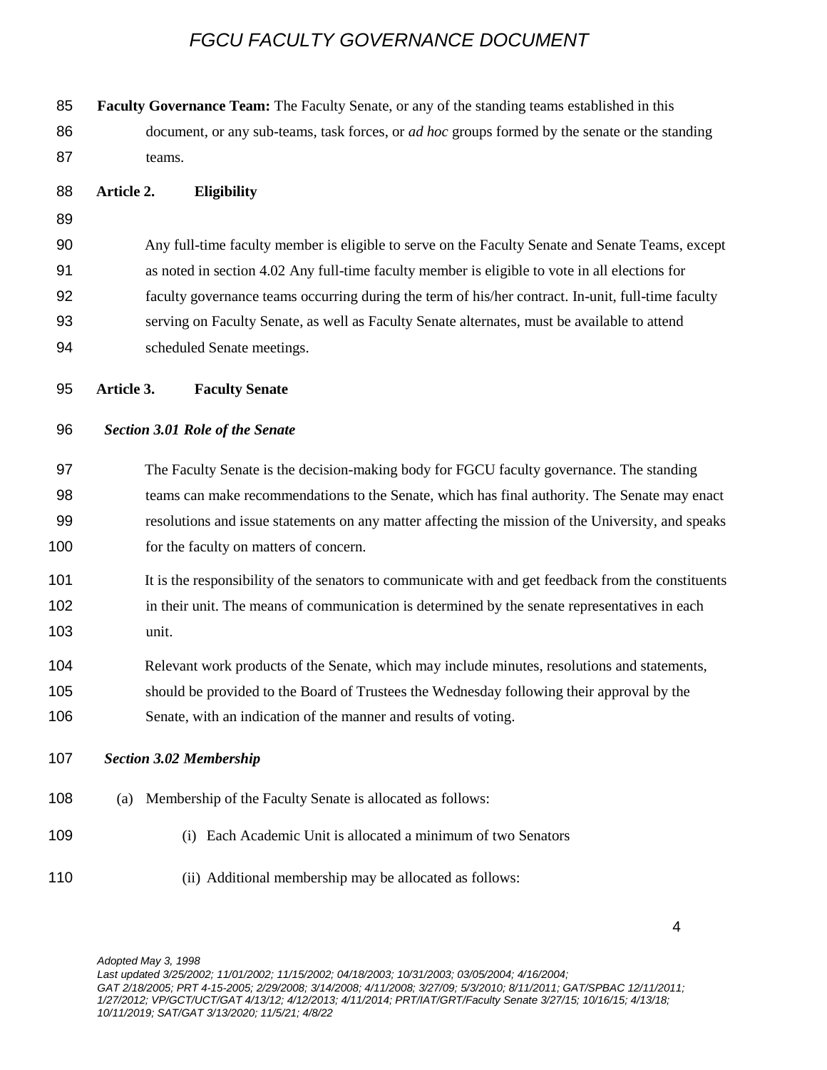**Faculty Governance Team:** The Faculty Senate, or any of the standing teams established in this document, or any sub-teams, task forces, or *ad hoc* groups formed by the senate or the standing teams.

## Article 2. Eligibility

Any full-time faculty member is eligible to serve on the Faculty Senate and Senate Teams, except as noted in section 4.02 Any full-time faculty member is eligible to vote in all elections for faculty governance teams occurring during the term of his/her contract. In-unit, full-time faculty serving on Faculty Senate, as well as Faculty Senate alternates, must be available to attend scheduled Senate meetings.

## Article 3. Faculty Senate

### *Section 3.01 Role of the Senate*

The Faculty Senate is the decision-making body for FGCU faculty governance. The standing teams can make recommendations to the Senate, which has final authority. The Senate may enact resolutions and issue statements on any matter affecting the mission of the University, and speaks for the faculty on matters of concern.

It is the responsibility of the senators to communicate with and get feedback from the constituents in their unit. The means of communication is determined by the senate representatives in each unit.

Relevant work products of the Senate, which may include minutes, resolutions and statements, should be provided to the Board of Trustees the Wednesday following their approval by the Senate, with an indication of the manner and results of voting.

### *Section 3.02 Membership*

(a) Membership of the Faculty Senate is allocated as follows:

(i) Each Academic Unit is allocated a minimum of two Senators

(ii) Additional membership may be allocated as follows: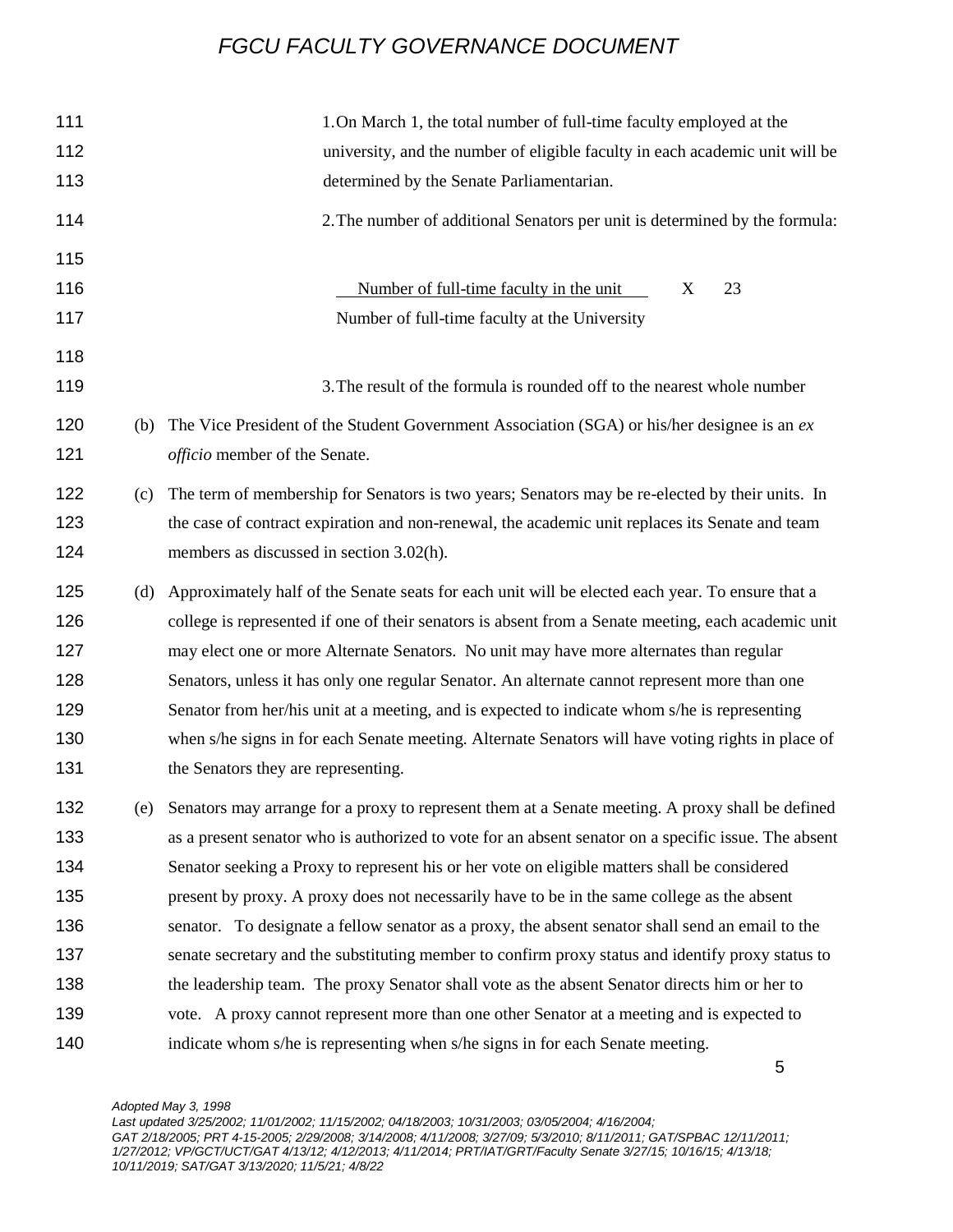1. On March 1, the total number of full-time faculty employed at the university, and the number of eligible faculty in each academic unit will be determined by the Senate Parliamentarian.
2. The number of additional Senators per unit is determined by the formula:

$$\frac{\text{Number of full-time faculty in the unit}}{\text{Number of full-time faculty at the University}} \times 23$$

3. The result of the formula is rounded off to the nearest whole number

(b) The Vice President of the Student Government Association (SGA) or his/her designee is an *ex officio* member of the Senate.

(c) The term of membership for Senators is two years; Senators may be re-elected by their units. In the case of contract expiration and non-renewal, the academic unit replaces its Senate and team members as discussed in section 3.02(h).

(d) Approximately half of the Senate seats for each unit will be elected each year. To ensure that a college is represented if one of their senators is absent from a Senate meeting, each academic unit may elect one or more Alternate Senators. No unit may have more alternates than regular Senators, unless it has only one regular Senator. An alternate cannot represent more than one Senator from her/his unit at a meeting, and is expected to indicate whom s/he is representing when s/he signs in for each Senate meeting. Alternate Senators will have voting rights in place of the Senators they are representing.

(e) Senators may arrange for a proxy to represent them at a Senate meeting. A proxy shall be defined as a present senator who is authorized to vote for an absent senator on a specific issue. The absent Senator seeking a Proxy to represent his or her vote on eligible matters shall be considered present by proxy. A proxy does not necessarily have to be in the same college as the absent senator. To designate a fellow senator as a proxy, the absent senator shall send an email to the senate secretary and the substituting member to confirm proxy status and identify proxy status to the leadership team. The proxy Senator shall vote as the absent Senator directs him or her to vote. A proxy cannot represent more than one other Senator at a meeting and is expected to indicate whom s/he is representing when s/he signs in for each Senate meeting.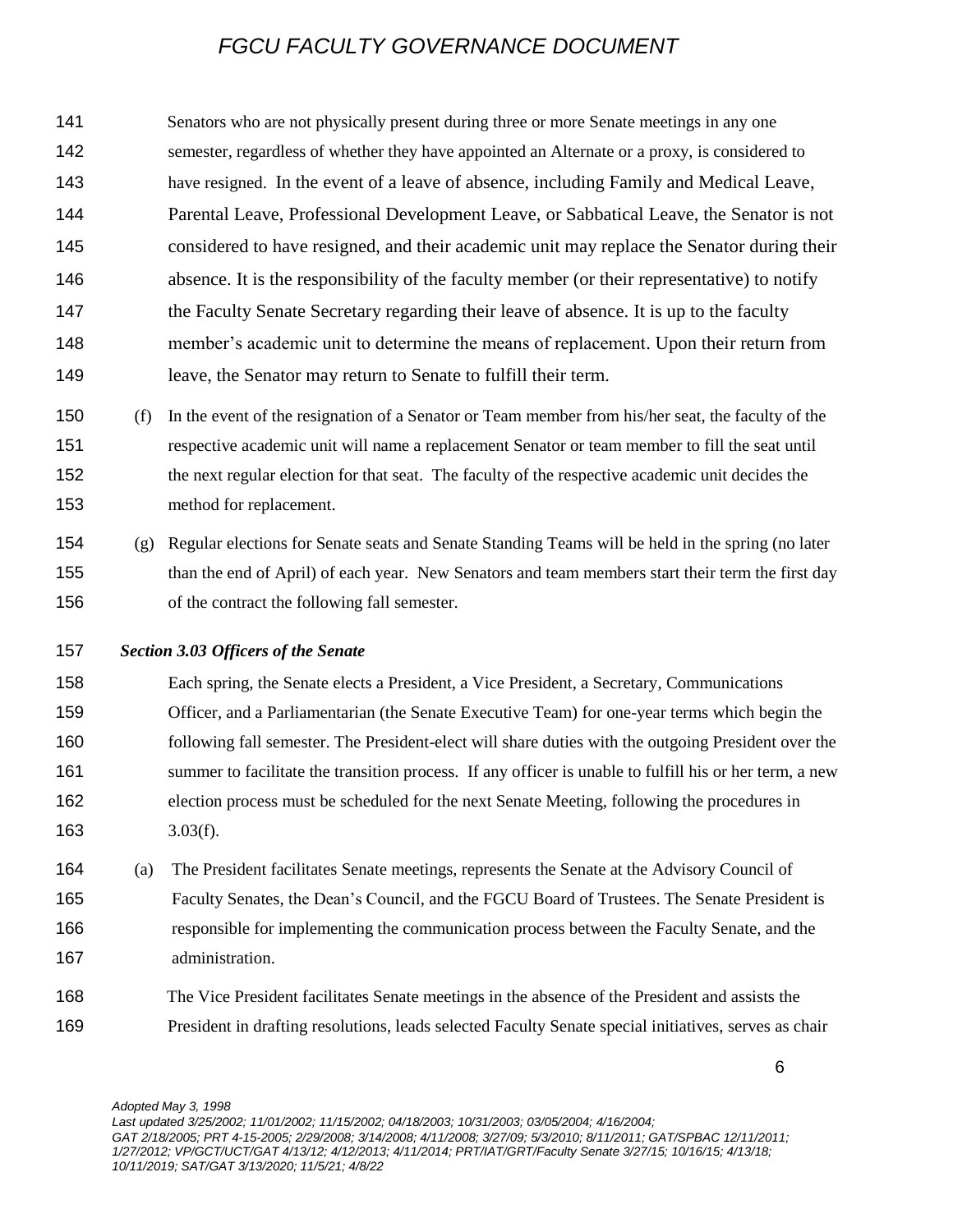Senators who are not physically present during three or more Senate meetings in any one semester, regardless of whether they have appointed an Alternate or a proxy, is considered to have resigned. In the event of a leave of absence, including Family and Medical Leave, Parental Leave, Professional Development Leave, or Sabbatical Leave, the Senator is not considered to have resigned, and their academic unit may replace the Senator during their absence. It is the responsibility of the faculty member (or their representative) to notify the Faculty Senate Secretary regarding their leave of absence. It is up to the faculty member's academic unit to determine the means of replacement. Upon their return from leave, the Senator may return to Senate to fulfill their term.

(f) In the event of the resignation of a Senator or Team member from his/her seat, the faculty of the respective academic unit will name a replacement Senator or team member to fill the seat until the next regular election for that seat. The faculty of the respective academic unit decides the method for replacement.

(g) Regular elections for Senate seats and Senate Standing Teams will be held in the spring (no later than the end of April) of each year. New Senators and team members start their term the first day of the contract the following fall semester.

***Section 3.03 Officers of the Senate***

Each spring, the Senate elects a President, a Vice President, a Secretary, Communications Officer, and a Parliamentarian (the Senate Executive Team) for one-year terms which begin the following fall semester. The President-elect will share duties with the outgoing President over the summer to facilitate the transition process. If any officer is unable to fulfill his or her term, a new election process must be scheduled for the next Senate Meeting, following the procedures in 3.03(f).

(a) The President facilitates Senate meetings, represents the Senate at the Advisory Council of Faculty Senates, the Dean's Council, and the FGCU Board of Trustees. The Senate President is responsible for implementing the communication process between the Faculty Senate, and the administration.

The Vice President facilitates Senate meetings in the absence of the President and assists the President in drafting resolutions, leads selected Faculty Senate special initiatives, serves as chair

*Adopted May 3, 1998*
*Last updated 3/25/2002; 11/01/2002; 11/15/2002; 04/18/2003; 10/31/2003; 03/05/2004; 4/16/2004; GAT 2/18/2005; PRT 4-15-2005; 2/29/2008; 3/14/2008; 4/11/2008; 3/27/09; 5/3/2010; 8/11/2011; GAT/SPBAC 12/11/2011; 1/27/2012; VP/GCT/UCT/GAT 4/13/12; 4/12/2013; 4/11/2014; PRT/IAT/GRT/Faculty Senate 3/27/15; 10/16/15; 4/13/18; 10/11/2019; SAT/GAT 3/13/2020; 11/5/21; 4/8/22*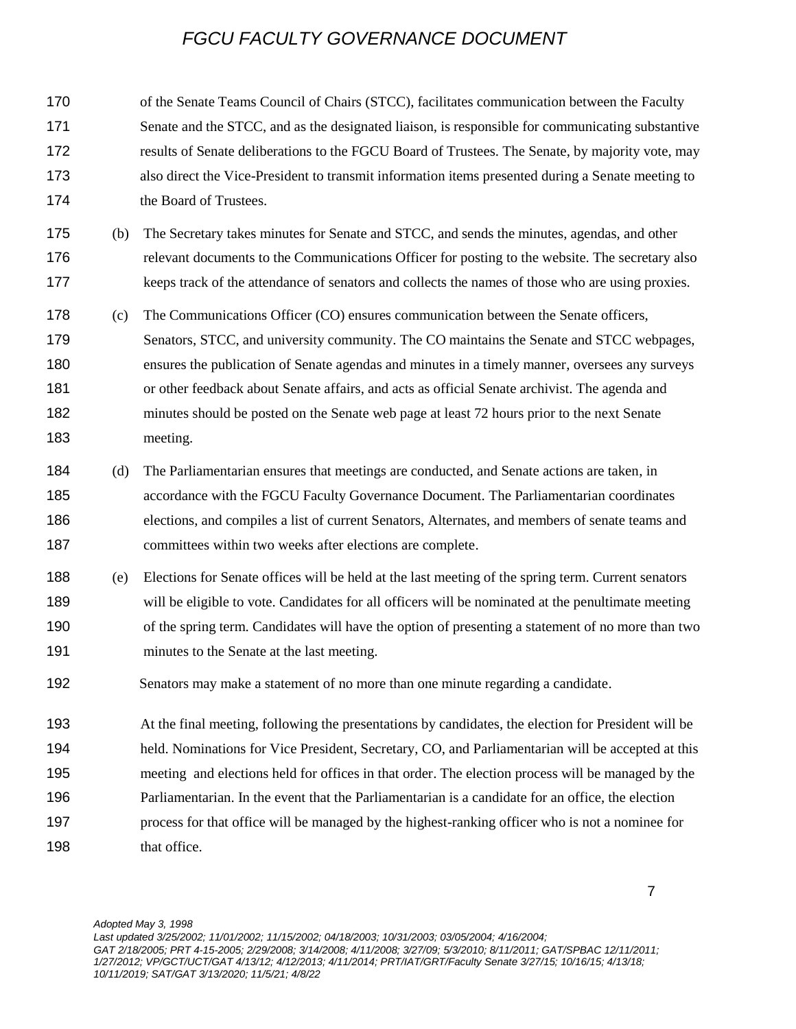of the Senate Teams Council of Chairs (STCC), facilitates communication between the Faculty Senate and the STCC, and as the designated liaison, is responsible for communicating substantive results of Senate deliberations to the FGCU Board of Trustees. The Senate, by majority vote, may also direct the Vice-President to transmit information items presented during a Senate meeting to the Board of Trustees.

(b) The Secretary takes minutes for Senate and STCC, and sends the minutes, agendas, and other relevant documents to the Communications Officer for posting to the website. The secretary also keeps track of the attendance of senators and collects the names of those who are using proxies.

(c) The Communications Officer (CO) ensures communication between the Senate officers, Senators, STCC, and university community. The CO maintains the Senate and STCC webpages, ensures the publication of Senate agendas and minutes in a timely manner, oversees any surveys or other feedback about Senate affairs, and acts as official Senate archivist. The agenda and minutes should be posted on the Senate web page at least 72 hours prior to the next Senate meeting.

(d) The Parliamentarian ensures that meetings are conducted, and Senate actions are taken, in accordance with the FGCU Faculty Governance Document. The Parliamentarian coordinates elections, and compiles a list of current Senators, Alternates, and members of senate teams and committees within two weeks after elections are complete.

(e) Elections for Senate offices will be held at the last meeting of the spring term. Current senators will be eligible to vote. Candidates for all officers will be nominated at the penultimate meeting of the spring term. Candidates will have the option of presenting a statement of no more than two minutes to the Senate at the last meeting.

Senators may make a statement of no more than one minute regarding a candidate.

At the final meeting, following the presentations by candidates, the election for President will be held. Nominations for Vice President, Secretary, CO, and Parliamentarian will be accepted at this meeting and elections held for offices in that order. The election process will be managed by the Parliamentarian. In the event that the Parliamentarian is a candidate for an office, the election process for that office will be managed by the highest-ranking officer who is not a nominee for that office.

*Adopted May 3, 1998*
*Last updated 3/25/2002; 11/01/2002; 11/15/2002; 04/18/2003; 10/31/2003; 03/05/2004; 4/16/2004; GAT 2/18/2005; PRT 4-15-2005; 2/29/2008; 3/14/2008; 4/11/2008; 3/27/09; 5/3/2010; 8/11/2011; GAT/SPBAC 12/11/2011; 1/27/2012; VP/GCT/UCT/GAT 4/13/12; 4/12/2013; 4/11/2014; PRT/IAT/GRT/Faculty Senate 3/27/15; 10/16/15; 4/13/18; 10/11/2019; SAT/GAT 3/13/2020; 11/5/21; 4/8/22*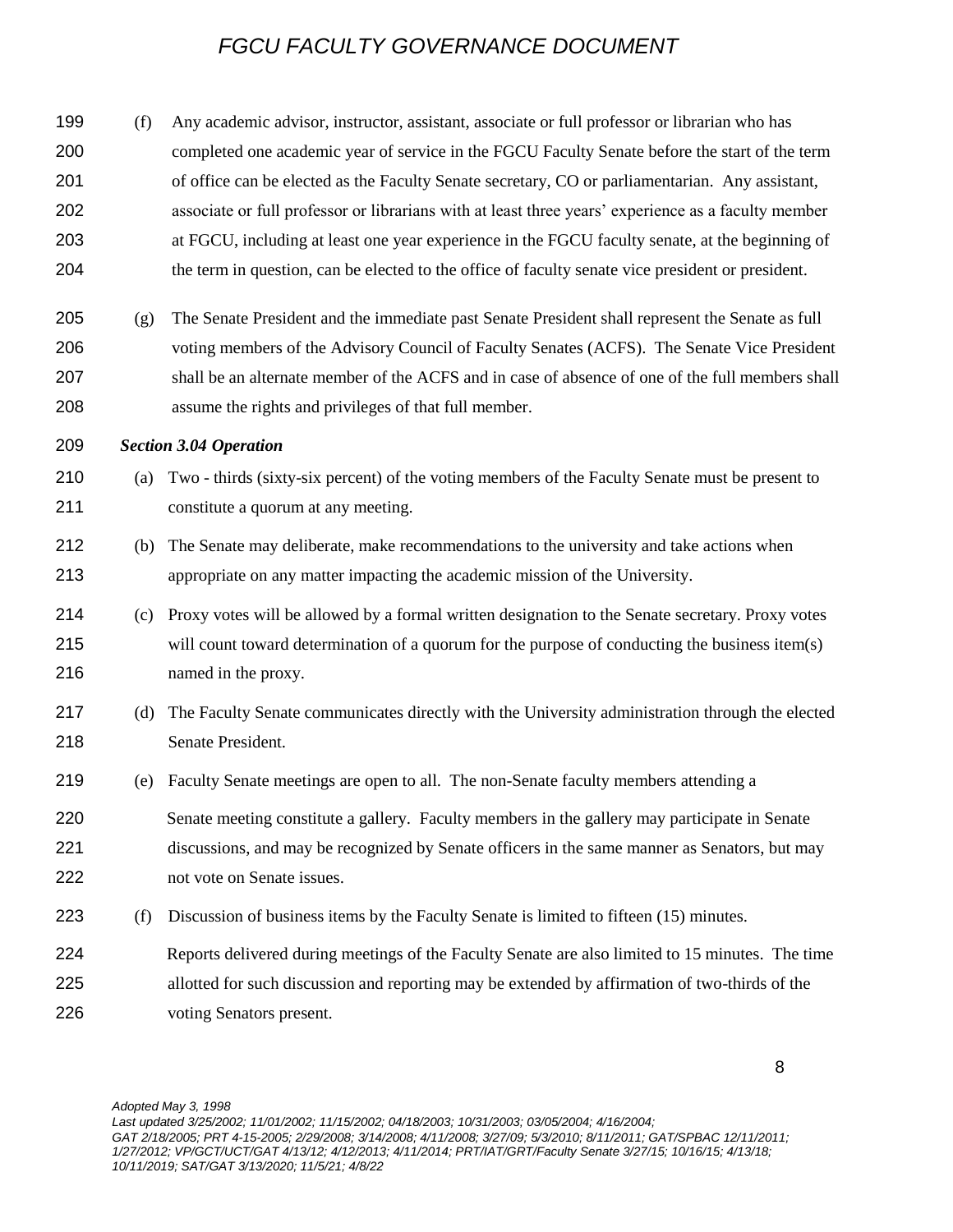(f) Any academic advisor, instructor, assistant, associate or full professor or librarian who has completed one academic year of service in the FGCU Faculty Senate before the start of the term of office can be elected as the Faculty Senate secretary, CO or parliamentarian. Any assistant, associate or full professor or librarians with at least three years' experience as a faculty member at FGCU, including at least one year experience in the FGCU faculty senate, at the beginning of the term in question, can be elected to the office of faculty senate vice president or president.

(g) The Senate President and the immediate past Senate President shall represent the Senate as full voting members of the Advisory Council of Faculty Senates (ACFS). The Senate Vice President shall be an alternate member of the ACFS and in case of absence of one of the full members shall assume the rights and privileges of that full member.

***Section 3.04 Operation***

(a) Two - thirds (sixty-six percent) of the voting members of the Faculty Senate must be present to constitute a quorum at any meeting.

(b) The Senate may deliberate, make recommendations to the university and take actions when appropriate on any matter impacting the academic mission of the University.

(c) Proxy votes will be allowed by a formal written designation to the Senate secretary. Proxy votes will count toward determination of a quorum for the purpose of conducting the business item(s) named in the proxy.

(d) The Faculty Senate communicates directly with the University administration through the elected Senate President.

(e) Faculty Senate meetings are open to all. The non-Senate faculty members attending a Senate meeting constitute a gallery. Faculty members in the gallery may participate in Senate discussions, and may be recognized by Senate officers in the same manner as Senators, but may not vote on Senate issues.

(f) Discussion of business items by the Faculty Senate is limited to fifteen (15) minutes. Reports delivered during meetings of the Faculty Senate are also limited to 15 minutes. The time allotted for such discussion and reporting may be extended by affirmation of two-thirds of the voting Senators present.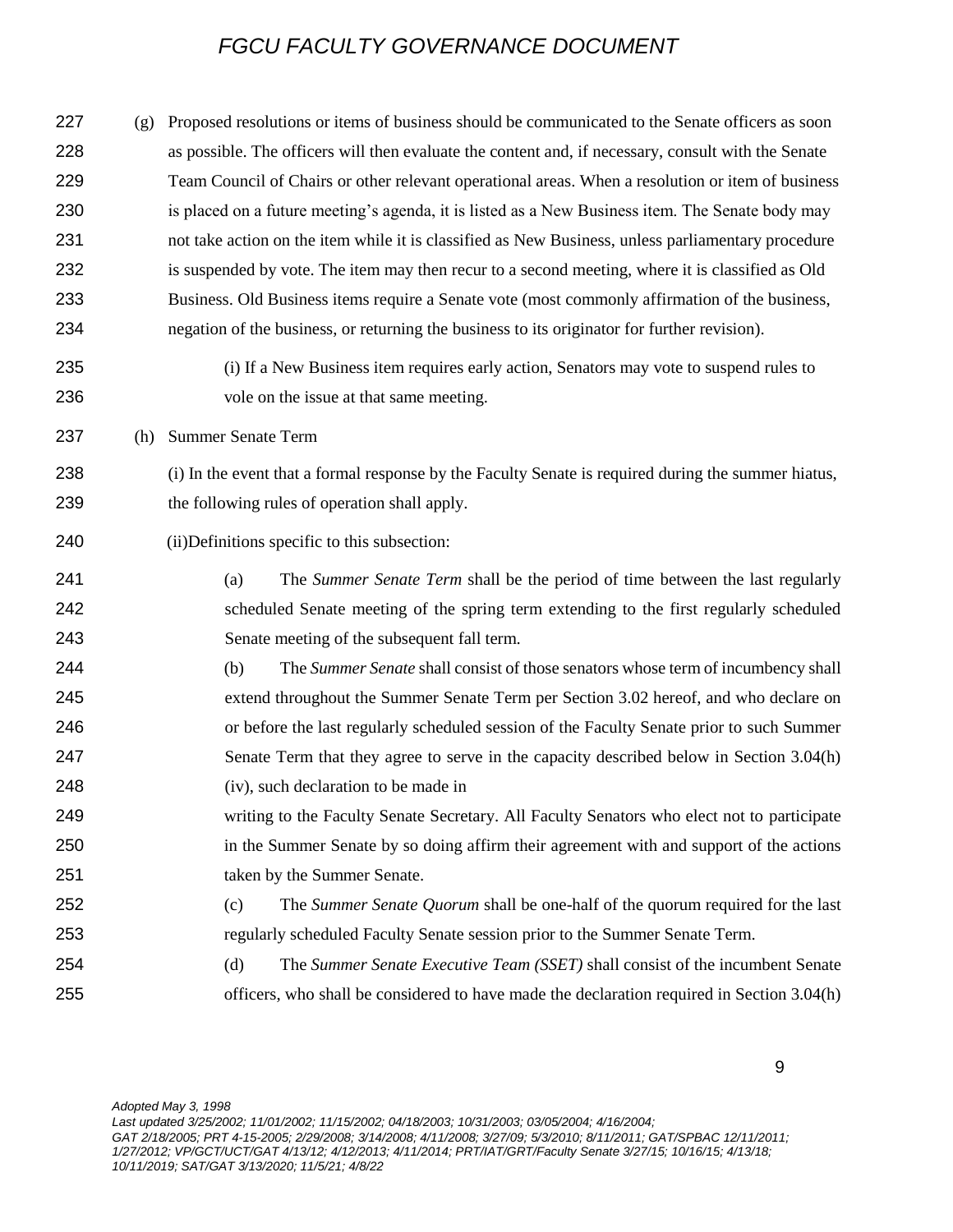(g) Proposed resolutions or items of business should be communicated to the Senate officers as soon as possible. The officers will then evaluate the content and, if necessary, consult with the Senate Team Council of Chairs or other relevant operational areas. When a resolution or item of business is placed on a future meeting's agenda, it is listed as a New Business item. The Senate body may not take action on the item while it is classified as New Business, unless parliamentary procedure is suspended by vote. The item may then recur to a second meeting, where it is classified as Old Business. Old Business items require a Senate vote (most commonly affirmation of the business, negation of the business, or returning the business to its originator for further revision).

(i) If a New Business item requires early action, Senators may vote to suspend rules to vole on the issue at that same meeting.

(h) Summer Senate Term

(i) In the event that a formal response by the Faculty Senate is required during the summer hiatus, the following rules of operation shall apply.

(ii)Definitions specific to this subsection:

(a) The *Summer Senate Term* shall be the period of time between the last regularly scheduled Senate meeting of the spring term extending to the first regularly scheduled Senate meeting of the subsequent fall term.

(b) The *Summer Senate* shall consist of those senators whose term of incumbency shall extend throughout the Summer Senate Term per Section 3.02 hereof, and who declare on or before the last regularly scheduled session of the Faculty Senate prior to such Summer Senate Term that they agree to serve in the capacity described below in Section 3.04(h) (iv), such declaration to be made in writing to the Faculty Senate Secretary. All Faculty Senators who elect not to participate in the Summer Senate by so doing affirm their agreement with and support of the actions taken by the Summer Senate.

(c) The *Summer Senate Quorum* shall be one-half of the quorum required for the last regularly scheduled Faculty Senate session prior to the Summer Senate Term.

(d) The *Summer Senate Executive Team (SSET)* shall consist of the incumbent Senate officers, who shall be considered to have made the declaration required in Section 3.04(h)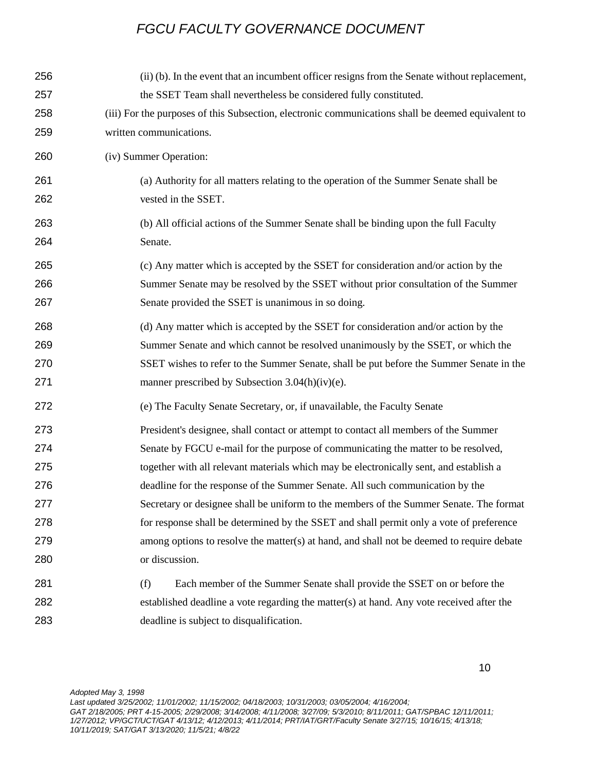(ii) (b). In the event that an incumbent officer resigns from the Senate without replacement, the SSET Team shall nevertheless be considered fully constituted.

(iii) For the purposes of this Subsection, electronic communications shall be deemed equivalent to written communications.

(iv) Summer Operation:

(a) Authority for all matters relating to the operation of the Summer Senate shall be vested in the SSET.

(b) All official actions of the Summer Senate shall be binding upon the full Faculty Senate.

(c) Any matter which is accepted by the SSET for consideration and/or action by the Summer Senate may be resolved by the SSET without prior consultation of the Summer Senate provided the SSET is unanimous in so doing.

(d) Any matter which is accepted by the SSET for consideration and/or action by the Summer Senate and which cannot be resolved unanimously by the SSET, or which the SSET wishes to refer to the Summer Senate, shall be put before the Summer Senate in the manner prescribed by Subsection 3.04(h)(iv)(e).

(e) The Faculty Senate Secretary, or, if unavailable, the Faculty Senate President's designee, shall contact or attempt to contact all members of the Summer Senate by FGCU e-mail for the purpose of communicating the matter to be resolved, together with all relevant materials which may be electronically sent, and establish a deadline for the response of the Summer Senate. All such communication by the Secretary or designee shall be uniform to the members of the Summer Senate. The format for response shall be determined by the SSET and shall permit only a vote of preference among options to resolve the matter(s) at hand, and shall not be deemed to require debate or discussion.

(f) Each member of the Summer Senate shall provide the SSET on or before the established deadline a vote regarding the matter(s) at hand. Any vote received after the deadline is subject to disqualification.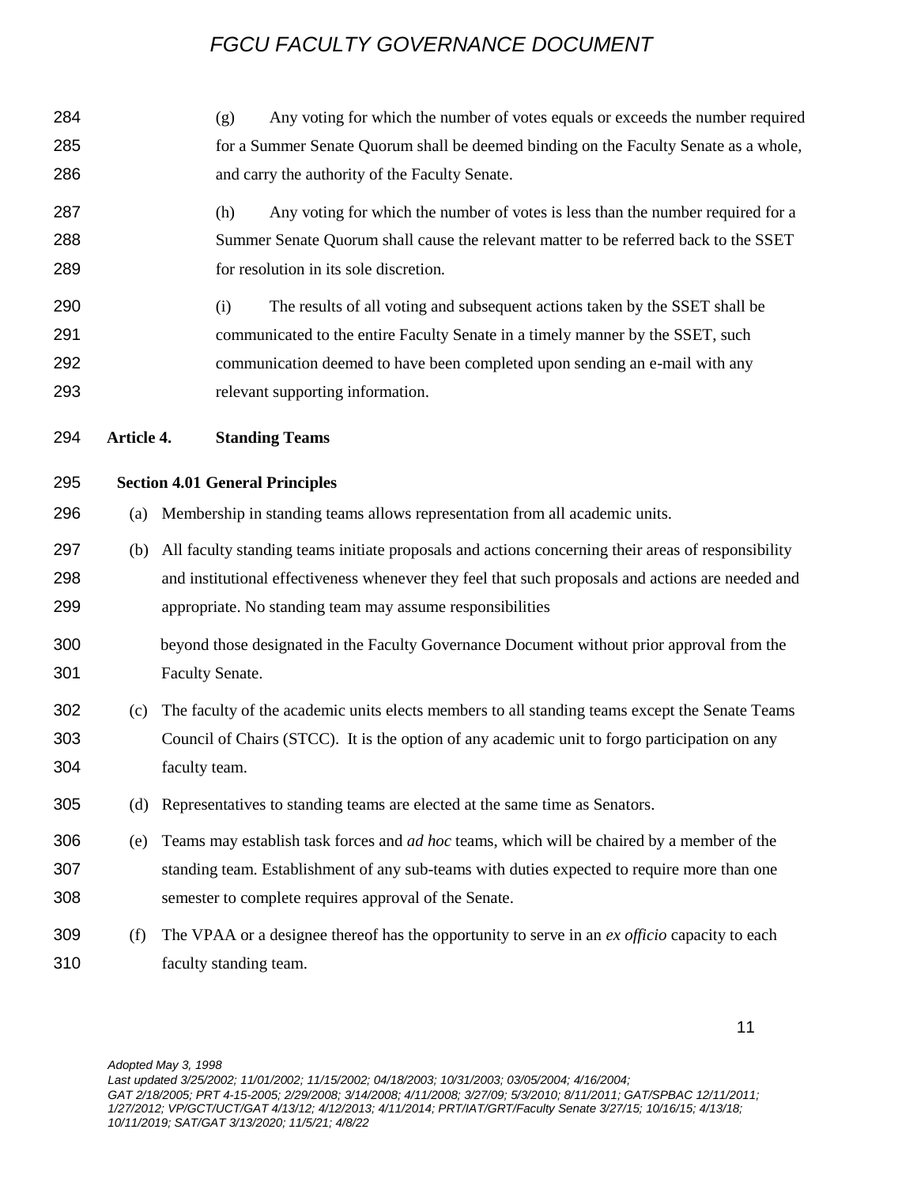(g) Any voting for which the number of votes equals or exceeds the number required for a Summer Senate Quorum shall be deemed binding on the Faculty Senate as a whole, and carry the authority of the Faculty Senate.

(h) Any voting for which the number of votes is less than the number required for a Summer Senate Quorum shall cause the relevant matter to be referred back to the SSET for resolution in its sole discretion.

(i) The results of all voting and subsequent actions taken by the SSET shall be communicated to the entire Faculty Senate in a timely manner by the SSET, such communication deemed to have been completed upon sending an e-mail with any relevant supporting information.

## Article 4. Standing Teams

### Section 4.01 General Principles

(a) Membership in standing teams allows representation from all academic units.

(b) All faculty standing teams initiate proposals and actions concerning their areas of responsibility and institutional effectiveness whenever they feel that such proposals and actions are needed and appropriate. No standing team may assume responsibilities beyond those designated in the Faculty Governance Document without prior approval from the Faculty Senate.

(c) The faculty of the academic units elects members to all standing teams except the Senate Teams Council of Chairs (STCC). It is the option of any academic unit to forgo participation on any faculty team.

(d) Representatives to standing teams are elected at the same time as Senators.

(e) Teams may establish task forces and *ad hoc* teams, which will be chaired by a member of the standing team. Establishment of any sub-teams with duties expected to require more than one semester to complete requires approval of the Senate.

(f) The VPAA or a designee thereof has the opportunity to serve in an *ex officio* capacity to each faculty standing team.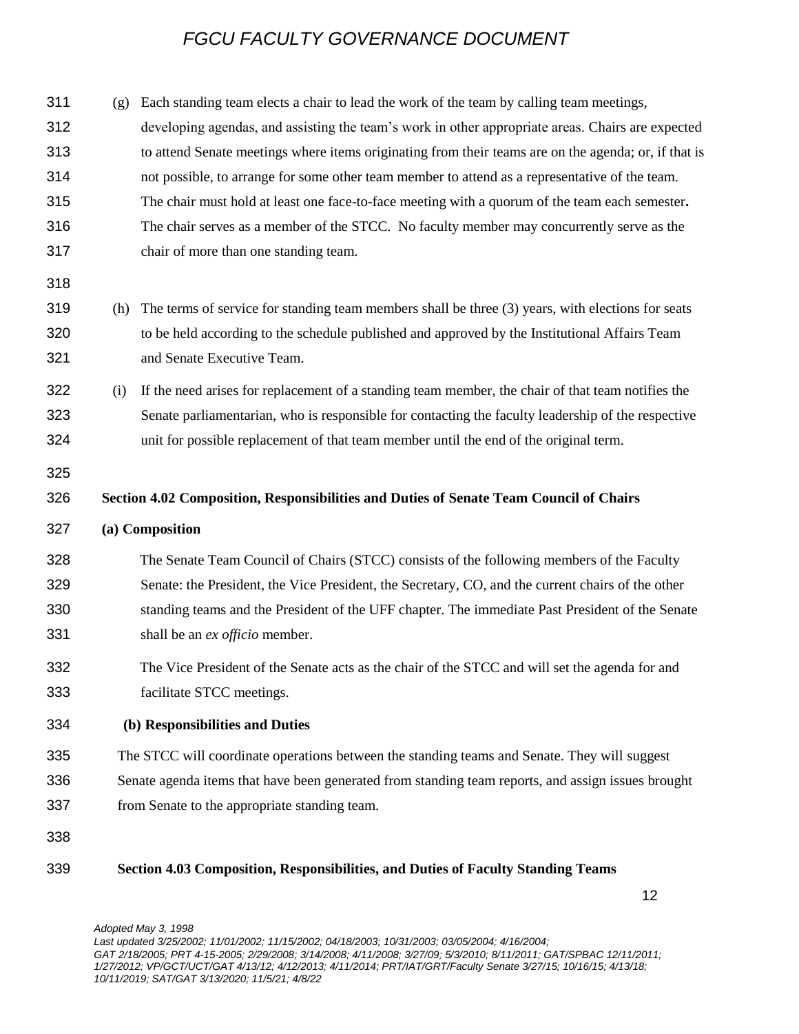(g) Each standing team elects a chair to lead the work of the team by calling team meetings, developing agendas, and assisting the team's work in other appropriate areas. Chairs are expected to attend Senate meetings where items originating from their teams are on the agenda; or, if that is not possible, to arrange for some other team member to attend as a representative of the team. The chair must hold at least one face-to-face meeting with a quorum of the team each semester**.** The chair serves as a member of the STCC. No faculty member may concurrently serve as the chair of more than one standing team.

(h) The terms of service for standing team members shall be three (3) years, with elections for seats to be held according to the schedule published and approved by the Institutional Affairs Team and Senate Executive Team.

(i) If the need arises for replacement of a standing team member, the chair of that team notifies the Senate parliamentarian, who is responsible for contacting the faculty leadership of the respective unit for possible replacement of that team member until the end of the original term.

### Section 4.02 Composition, Responsibilities and Duties of Senate Team Council of Chairs

**(a) Composition**

The Senate Team Council of Chairs (STCC) consists of the following members of the Faculty Senate: the President, the Vice President, the Secretary, CO, and the current chairs of the other standing teams and the President of the UFF chapter. The immediate Past President of the Senate shall be an *ex officio* member.

The Vice President of the Senate acts as the chair of the STCC and will set the agenda for and facilitate STCC meetings.

**(b) Responsibilities and Duties**

The STCC will coordinate operations between the standing teams and Senate. They will suggest Senate agenda items that have been generated from standing team reports, and assign issues brought from Senate to the appropriate standing team.

### Section 4.03 Composition, Responsibilities, and Duties of Faculty Standing Teams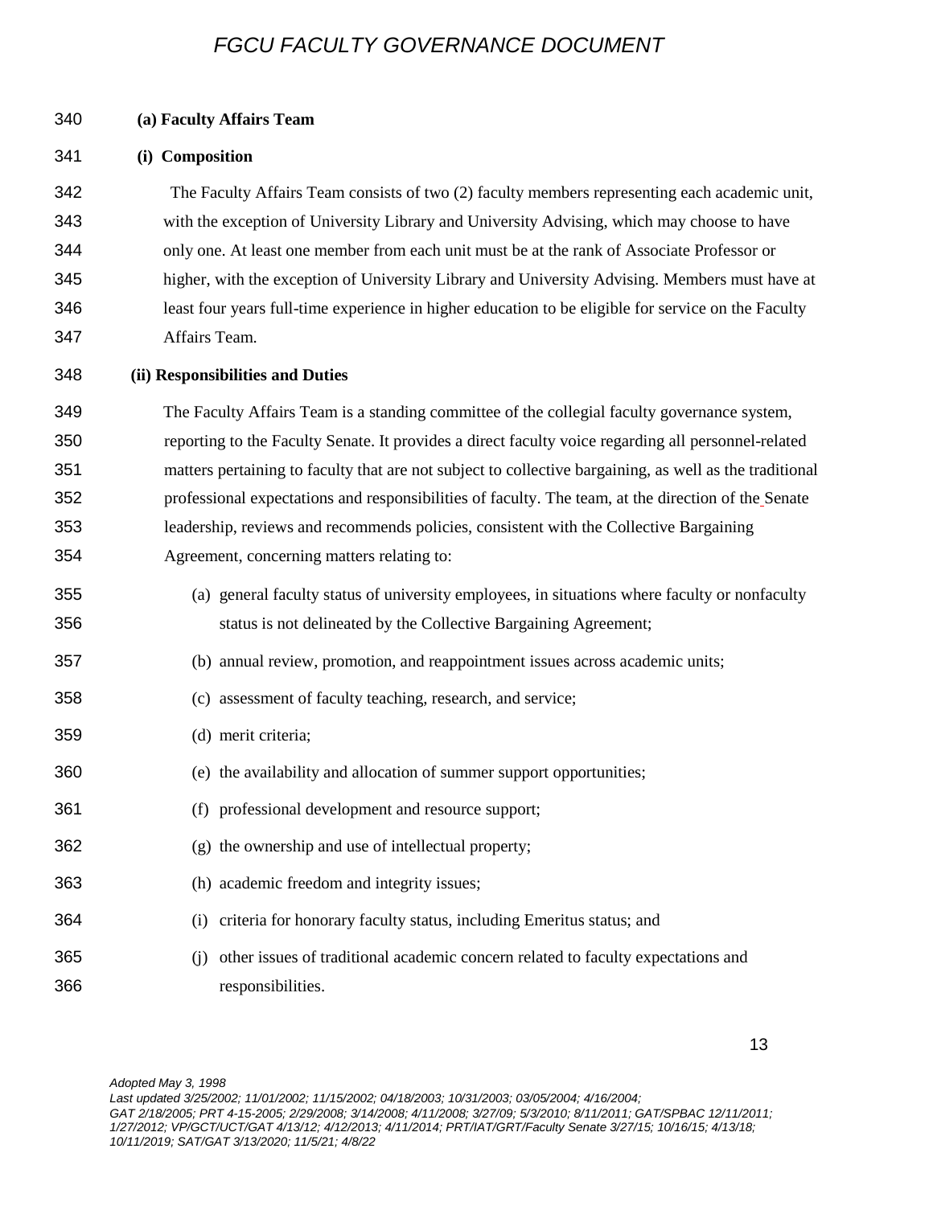**(a) Faculty Affairs Team**

**(i) Composition**

The Faculty Affairs Team consists of two (2) faculty members representing each academic unit, with the exception of University Library and University Advising, which may choose to have only one. At least one member from each unit must be at the rank of Associate Professor or higher, with the exception of University Library and University Advising. Members must have at least four years full-time experience in higher education to be eligible for service on the Faculty Affairs Team.

**(ii) Responsibilities and Duties**

The Faculty Affairs Team is a standing committee of the collegial faculty governance system, reporting to the Faculty Senate. It provides a direct faculty voice regarding all personnel-related matters pertaining to faculty that are not subject to collective bargaining, as well as the traditional professional expectations and responsibilities of faculty. The team, at the direction of the Senate leadership, reviews and recommends policies, consistent with the Collective Bargaining Agreement, concerning matters relating to:

(a) general faculty status of university employees, in situations where faculty or nonfaculty status is not delineated by the Collective Bargaining Agreement;

(b) annual review, promotion, and reappointment issues across academic units;

(c) assessment of faculty teaching, research, and service;

(d) merit criteria;

(e) the availability and allocation of summer support opportunities;

(f) professional development and resource support;

(g) the ownership and use of intellectual property;

(h) academic freedom and integrity issues;

(i) criteria for honorary faculty status, including Emeritus status; and

(j) other issues of traditional academic concern related to faculty expectations and responsibilities.

*Adopted May 3, 1998*
*Last updated 3/25/2002; 11/01/2002; 11/15/2002; 04/18/2003; 10/31/2003; 03/05/2004; 4/16/2004; GAT 2/18/2005; PRT 4-15-2005; 2/29/2008; 3/14/2008; 4/11/2008; 3/27/09; 5/3/2010; 8/11/2011; GAT/SPBAC 12/11/2011; 1/27/2012; VP/GCT/UCT/GAT 4/13/12; 4/12/2013; 4/11/2014; PRT/IAT/GRT/Faculty Senate 3/27/15; 10/16/15; 4/13/18; 10/11/2019; SAT/GAT 3/13/2020; 11/5/21; 4/8/22*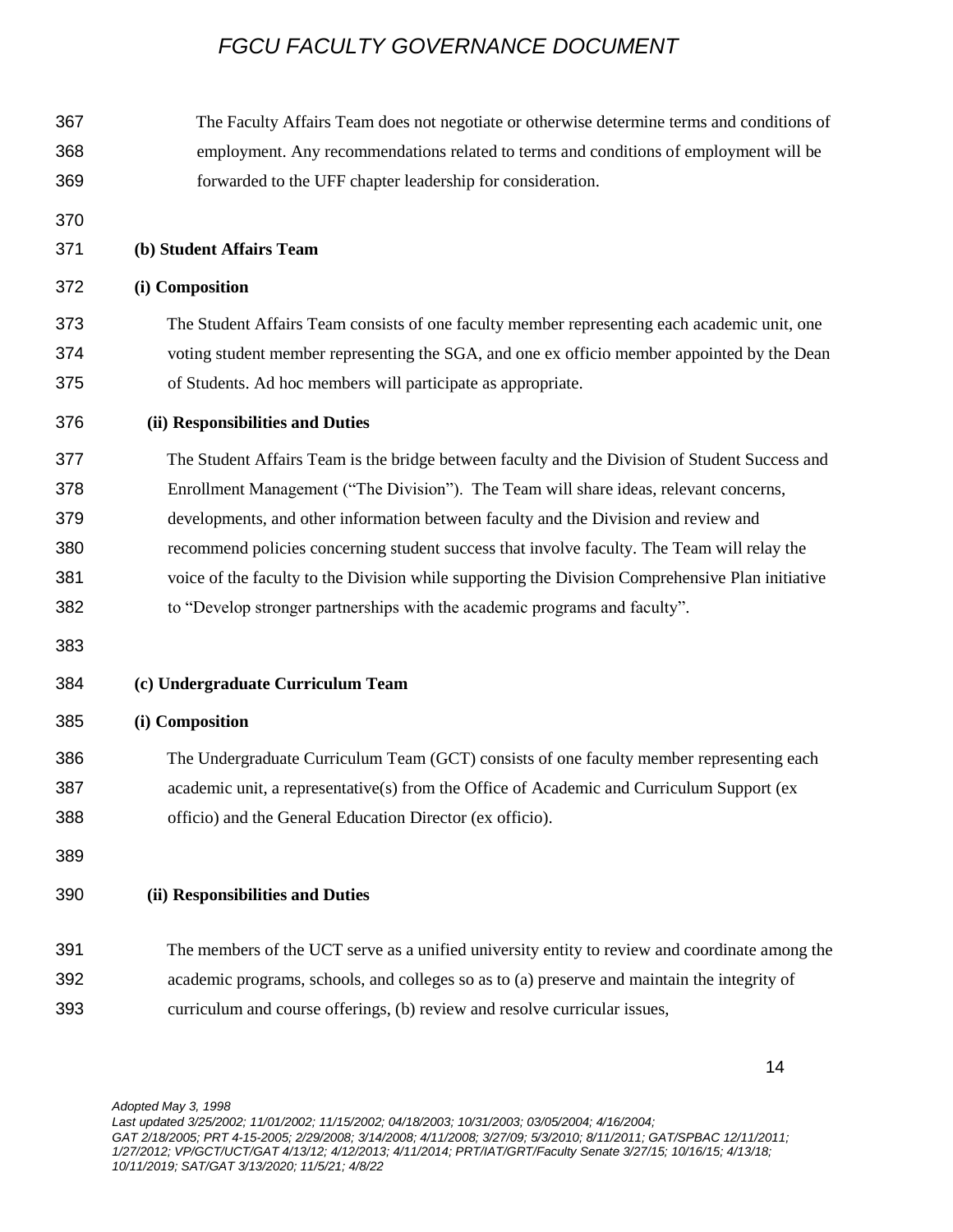The Faculty Affairs Team does not negotiate or otherwise determine terms and conditions of employment. Any recommendations related to terms and conditions of employment will be forwarded to the UFF chapter leadership for consideration.

**(b) Student Affairs Team**

**(i) Composition**

The Student Affairs Team consists of one faculty member representing each academic unit, one voting student member representing the SGA, and one ex officio member appointed by the Dean of Students. Ad hoc members will participate as appropriate.

**(ii) Responsibilities and Duties**

The Student Affairs Team is the bridge between faculty and the Division of Student Success and Enrollment Management ("The Division"). The Team will share ideas, relevant concerns, developments, and other information between faculty and the Division and review and recommend policies concerning student success that involve faculty. The Team will relay the voice of the faculty to the Division while supporting the Division Comprehensive Plan initiative to "Develop stronger partnerships with the academic programs and faculty".

**(c) Undergraduate Curriculum Team**

**(i) Composition**

The Undergraduate Curriculum Team (GCT) consists of one faculty member representing each academic unit, a representative(s) from the Office of Academic and Curriculum Support (ex officio) and the General Education Director (ex officio).

**(ii) Responsibilities and Duties**

The members of the UCT serve as a unified university entity to review and coordinate among the academic programs, schools, and colleges so as to (a) preserve and maintain the integrity of curriculum and course offerings, (b) review and resolve curricular issues,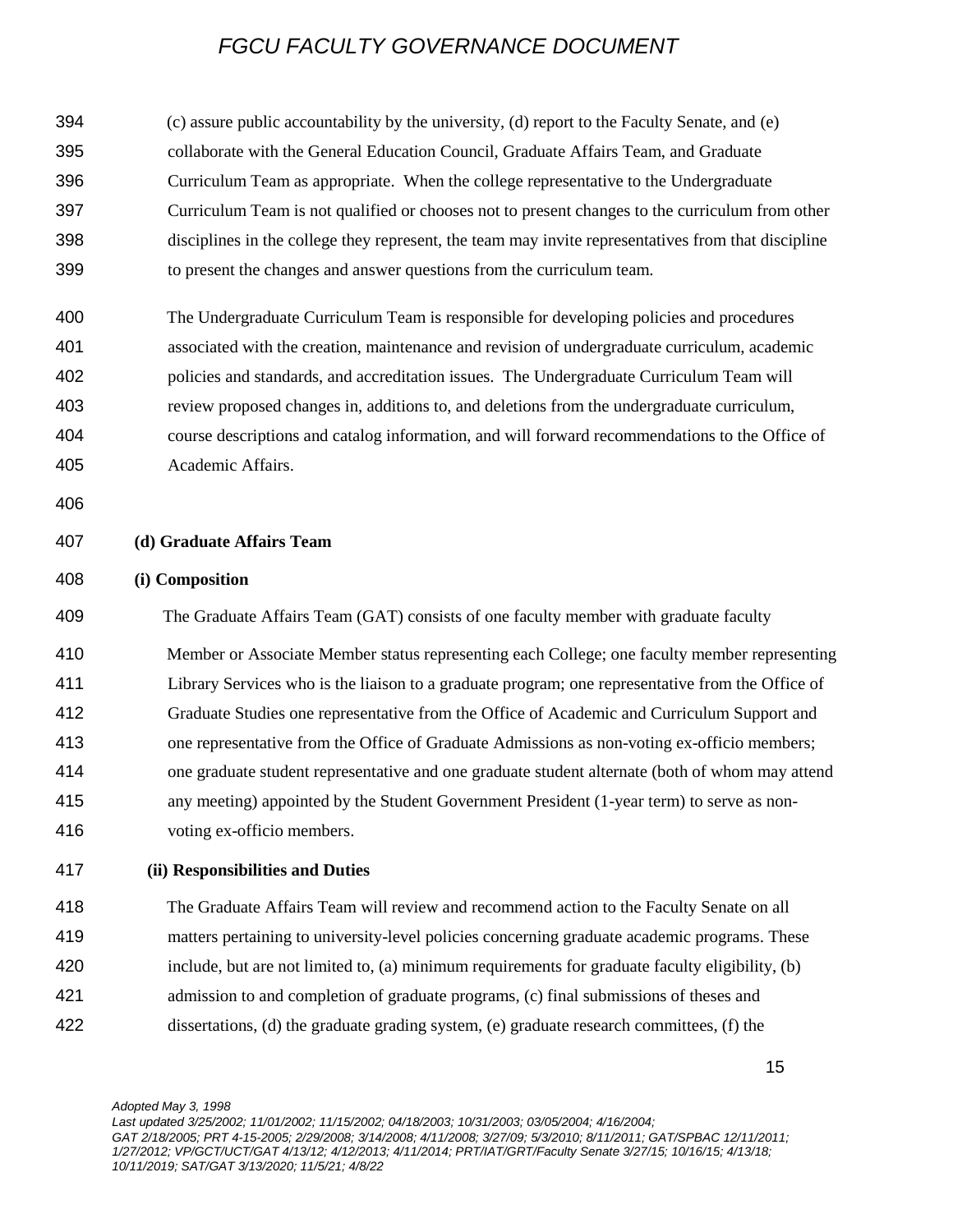(c) assure public accountability by the university, (d) report to the Faculty Senate, and (e) collaborate with the General Education Council, Graduate Affairs Team, and Graduate Curriculum Team as appropriate. When the college representative to the Undergraduate Curriculum Team is not qualified or chooses not to present changes to the curriculum from other disciplines in the college they represent, the team may invite representatives from that discipline to present the changes and answer questions from the curriculum team.

The Undergraduate Curriculum Team is responsible for developing policies and procedures associated with the creation, maintenance and revision of undergraduate curriculum, academic policies and standards, and accreditation issues. The Undergraduate Curriculum Team will review proposed changes in, additions to, and deletions from the undergraduate curriculum, course descriptions and catalog information, and will forward recommendations to the Office of Academic Affairs.

**(d) Graduate Affairs Team**

**(i) Composition**

The Graduate Affairs Team (GAT) consists of one faculty member with graduate faculty Member or Associate Member status representing each College; one faculty member representing Library Services who is the liaison to a graduate program; one representative from the Office of Graduate Studies one representative from the Office of Academic and Curriculum Support and one representative from the Office of Graduate Admissions as non-voting ex-officio members; one graduate student representative and one graduate student alternate (both of whom may attend any meeting) appointed by the Student Government President (1-year term) to serve as non-voting ex-officio members.

**(ii) Responsibilities and Duties**

The Graduate Affairs Team will review and recommend action to the Faculty Senate on all matters pertaining to university-level policies concerning graduate academic programs. These include, but are not limited to, (a) minimum requirements for graduate faculty eligibility, (b) admission to and completion of graduate programs, (c) final submissions of theses and dissertations, (d) the graduate grading system, (e) graduate research committees, (f) the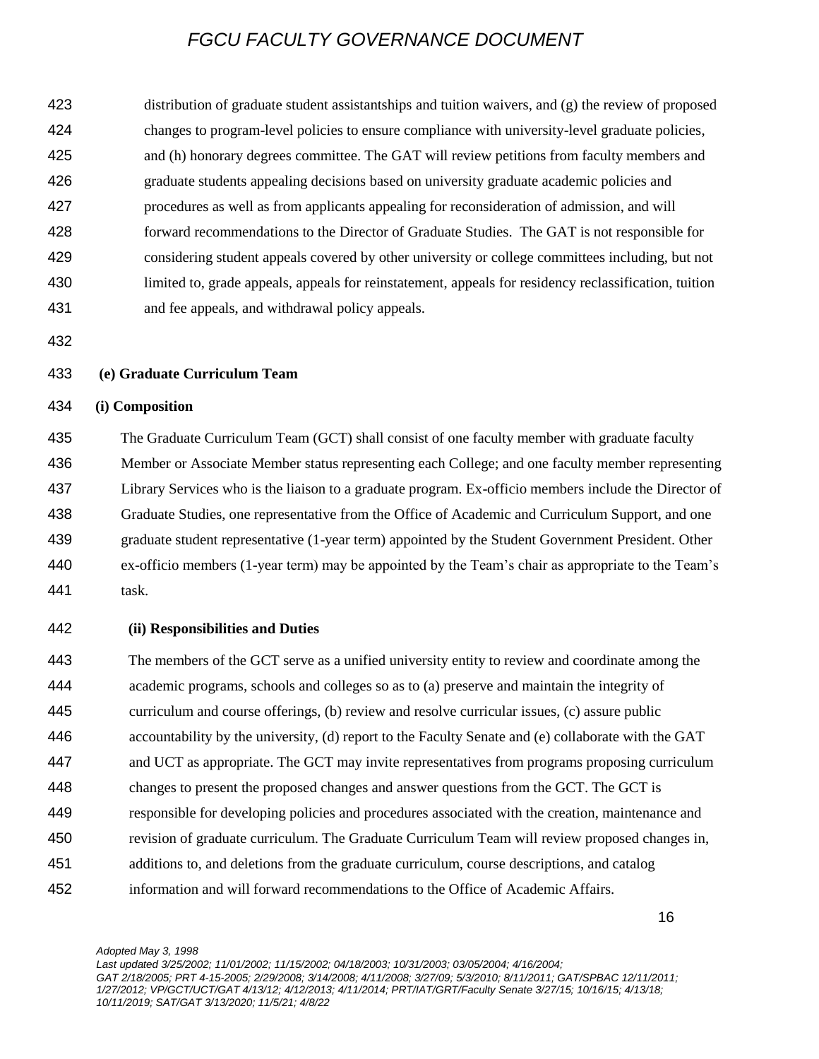distribution of graduate student assistantships and tuition waivers, and (g) the review of proposed changes to program-level policies to ensure compliance with university-level graduate policies, and (h) honorary degrees committee. The GAT will review petitions from faculty members and graduate students appealing decisions based on university graduate academic policies and procedures as well as from applicants appealing for reconsideration of admission, and will forward recommendations to the Director of Graduate Studies. The GAT is not responsible for considering student appeals covered by other university or college committees including, but not limited to, grade appeals, appeals for reinstatement, appeals for residency reclassification, tuition and fee appeals, and withdrawal policy appeals.

**(e) Graduate Curriculum Team**

**(i) Composition**

The Graduate Curriculum Team (GCT) shall consist of one faculty member with graduate faculty Member or Associate Member status representing each College; and one faculty member representing Library Services who is the liaison to a graduate program. Ex-officio members include the Director of Graduate Studies, one representative from the Office of Academic and Curriculum Support, and one graduate student representative (1-year term) appointed by the Student Government President. Other ex-officio members (1-year term) may be appointed by the Team's chair as appropriate to the Team's task.

**(ii) Responsibilities and Duties**

The members of the GCT serve as a unified university entity to review and coordinate among the academic programs, schools and colleges so as to (a) preserve and maintain the integrity of curriculum and course offerings, (b) review and resolve curricular issues, (c) assure public accountability by the university, (d) report to the Faculty Senate and (e) collaborate with the GAT and UCT as appropriate. The GCT may invite representatives from programs proposing curriculum changes to present the proposed changes and answer questions from the GCT. The GCT is responsible for developing policies and procedures associated with the creation, maintenance and revision of graduate curriculum. The Graduate Curriculum Team will review proposed changes in, additions to, and deletions from the graduate curriculum, course descriptions, and catalog information and will forward recommendations to the Office of Academic Affairs.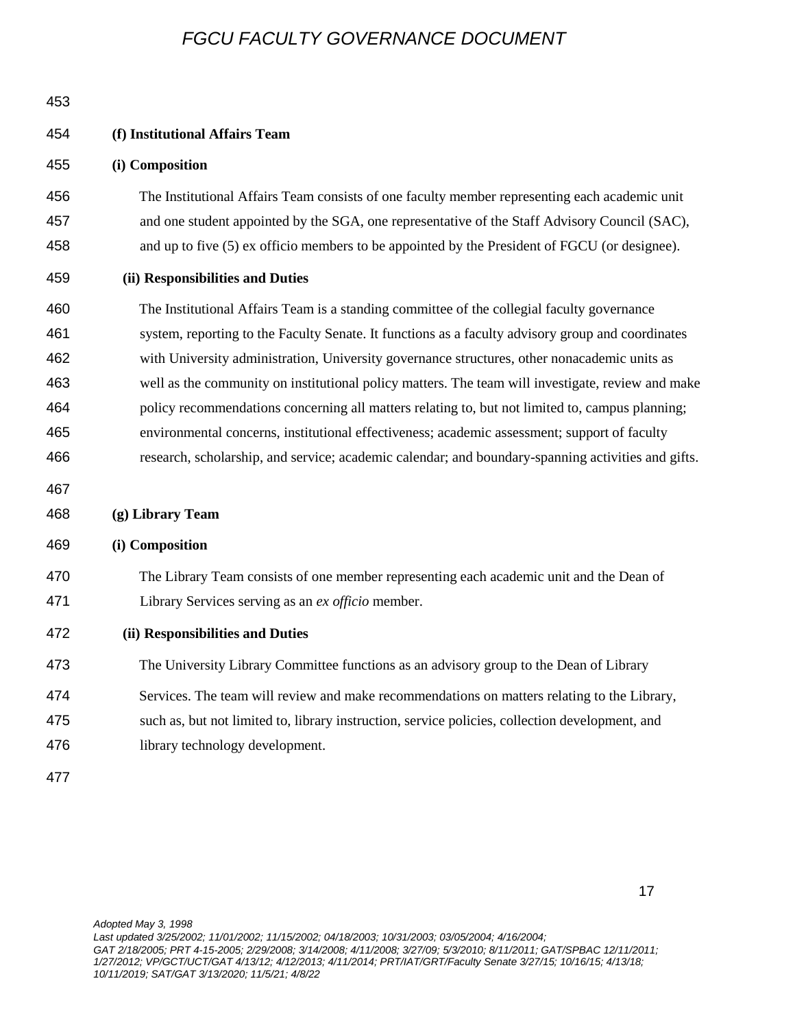**(f) Institutional Affairs Team**

**(i) Composition**

The Institutional Affairs Team consists of one faculty member representing each academic unit and one student appointed by the SGA, one representative of the Staff Advisory Council (SAC), and up to five (5) ex officio members to be appointed by the President of FGCU (or designee).

**(ii) Responsibilities and Duties**

The Institutional Affairs Team is a standing committee of the collegial faculty governance system, reporting to the Faculty Senate. It functions as a faculty advisory group and coordinates with University administration, University governance structures, other nonacademic units as well as the community on institutional policy matters. The team will investigate, review and make policy recommendations concerning all matters relating to, but not limited to, campus planning; environmental concerns, institutional effectiveness; academic assessment; support of faculty research, scholarship, and service; academic calendar; and boundary-spanning activities and gifts.

**(g) Library Team**

**(i) Composition**

The Library Team consists of one member representing each academic unit and the Dean of Library Services serving as an *ex officio* member.

**(ii) Responsibilities and Duties**

The University Library Committee functions as an advisory group to the Dean of Library Services. The team will review and make recommendations on matters relating to the Library, such as, but not limited to, library instruction, service policies, collection development, and library technology development.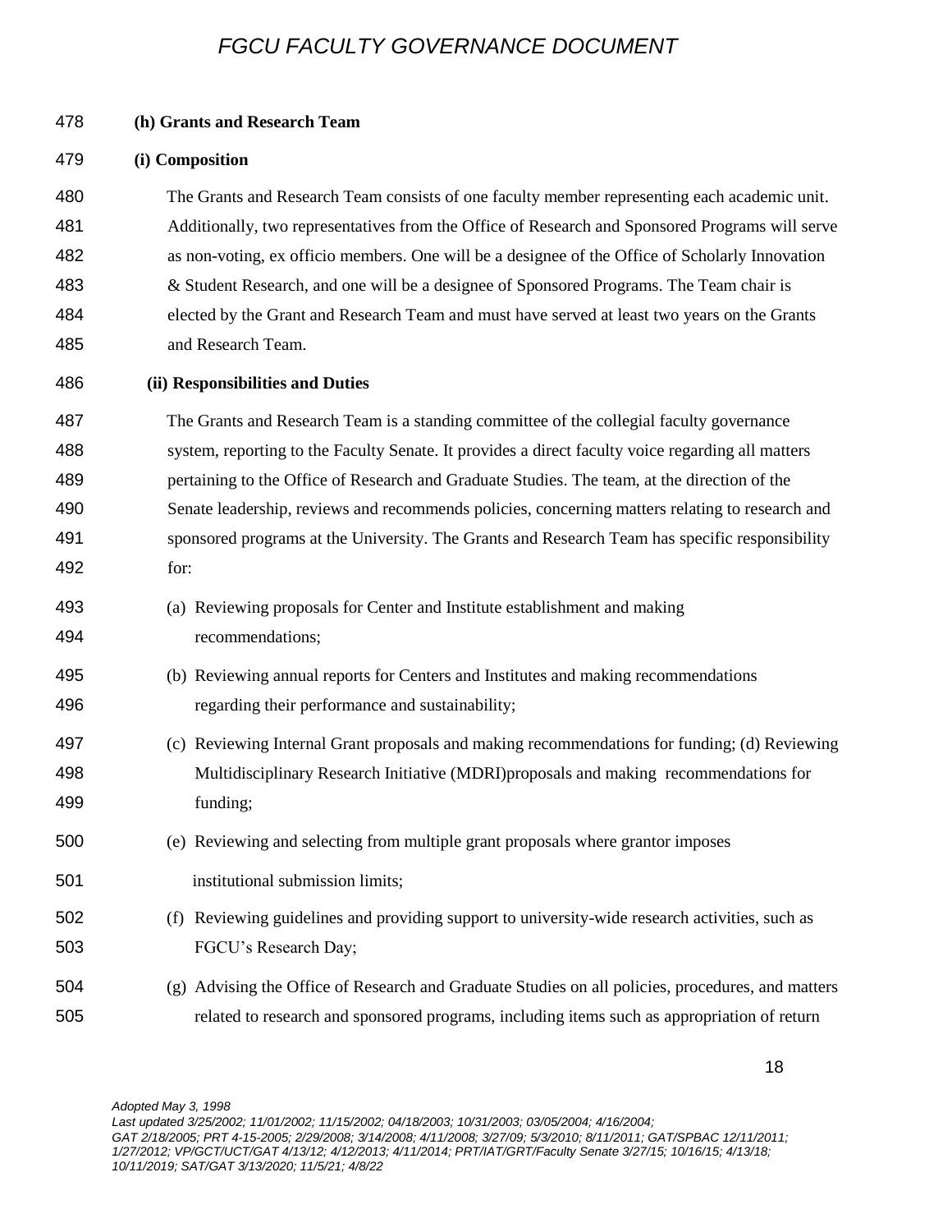**(h) Grants and Research Team**

**(i) Composition**

The Grants and Research Team consists of one faculty member representing each academic unit. Additionally, two representatives from the Office of Research and Sponsored Programs will serve as non-voting, ex officio members. One will be a designee of the Office of Scholarly Innovation & Student Research, and one will be a designee of Sponsored Programs. The Team chair is elected by the Grant and Research Team and must have served at least two years on the Grants and Research Team.

**(ii) Responsibilities and Duties**

The Grants and Research Team is a standing committee of the collegial faculty governance system, reporting to the Faculty Senate. It provides a direct faculty voice regarding all matters pertaining to the Office of Research and Graduate Studies. The team, at the direction of the Senate leadership, reviews and recommends policies, concerning matters relating to research and sponsored programs at the University. The Grants and Research Team has specific responsibility for:

(a) Reviewing proposals for Center and Institute establishment and making recommendations;

(b) Reviewing annual reports for Centers and Institutes and making recommendations regarding their performance and sustainability;

(c) Reviewing Internal Grant proposals and making recommendations for funding; (d) Reviewing Multidisciplinary Research Initiative (MDRI)proposals and making recommendations for funding;

(e) Reviewing and selecting from multiple grant proposals where grantor imposes institutional submission limits;

(f) Reviewing guidelines and providing support to university-wide research activities, such as FGCU's Research Day;

(g) Advising the Office of Research and Graduate Studies on all policies, procedures, and matters related to research and sponsored programs, including items such as appropriation of return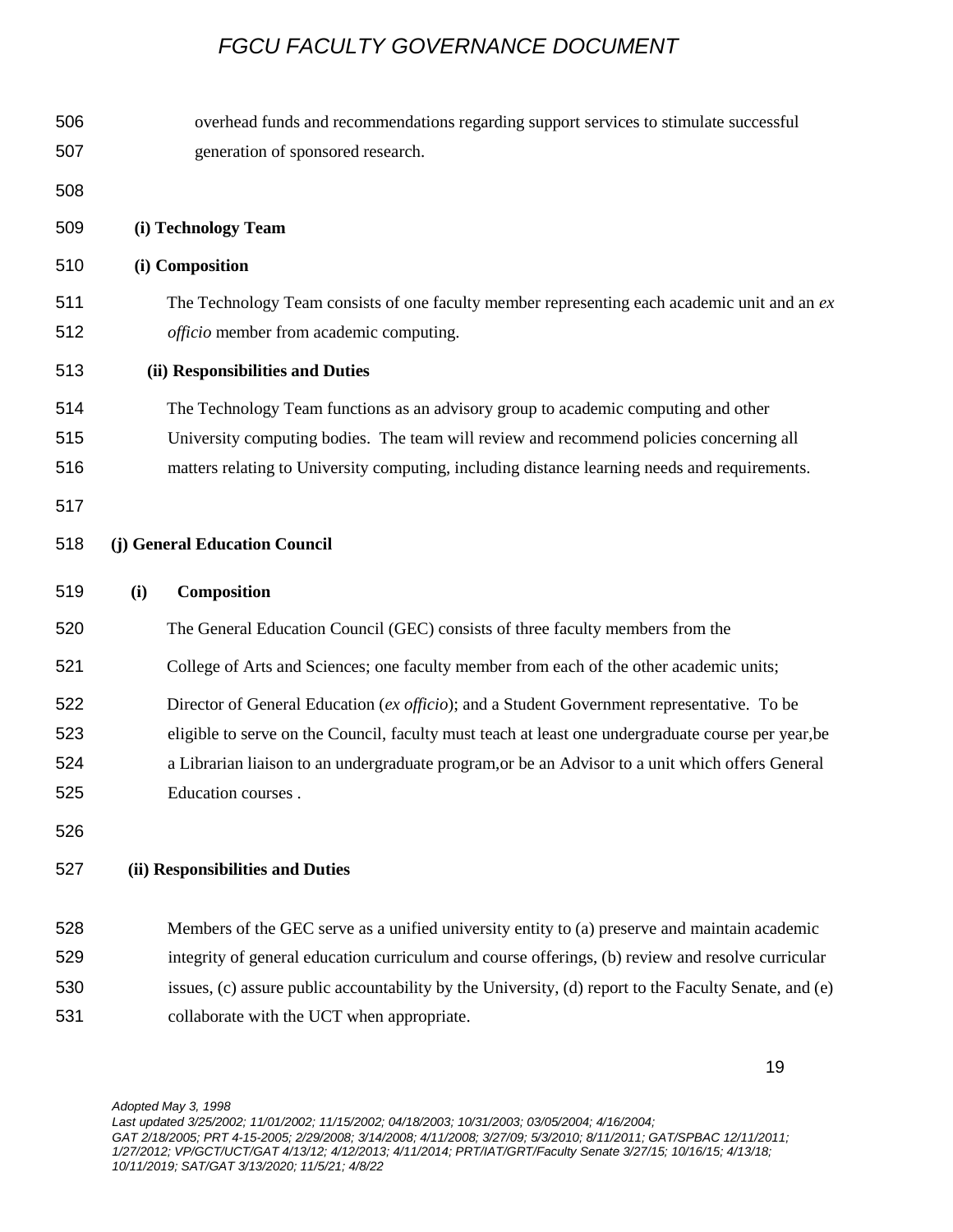overhead funds and recommendations regarding support services to stimulate successful generation of sponsored research.

**(i) Technology Team**

**(i) Composition**

The Technology Team consists of one faculty member representing each academic unit and an *ex officio* member from academic computing.

**(ii) Responsibilities and Duties**

The Technology Team functions as an advisory group to academic computing and other University computing bodies. The team will review and recommend policies concerning all matters relating to University computing, including distance learning needs and requirements.

**(j) General Education Council**

**(i) Composition**

The General Education Council (GEC) consists of three faculty members from the College of Arts and Sciences; one faculty member from each of the other academic units; Director of General Education (*ex officio*); and a Student Government representative. To be eligible to serve on the Council, faculty must teach at least one undergraduate course per year,be a Librarian liaison to an undergraduate program,or be an Advisor to a unit which offers General Education courses .

**(ii) Responsibilities and Duties**

Members of the GEC serve as a unified university entity to (a) preserve and maintain academic integrity of general education curriculum and course offerings, (b) review and resolve curricular issues, (c) assure public accountability by the University, (d) report to the Faculty Senate, and (e) collaborate with the UCT when appropriate.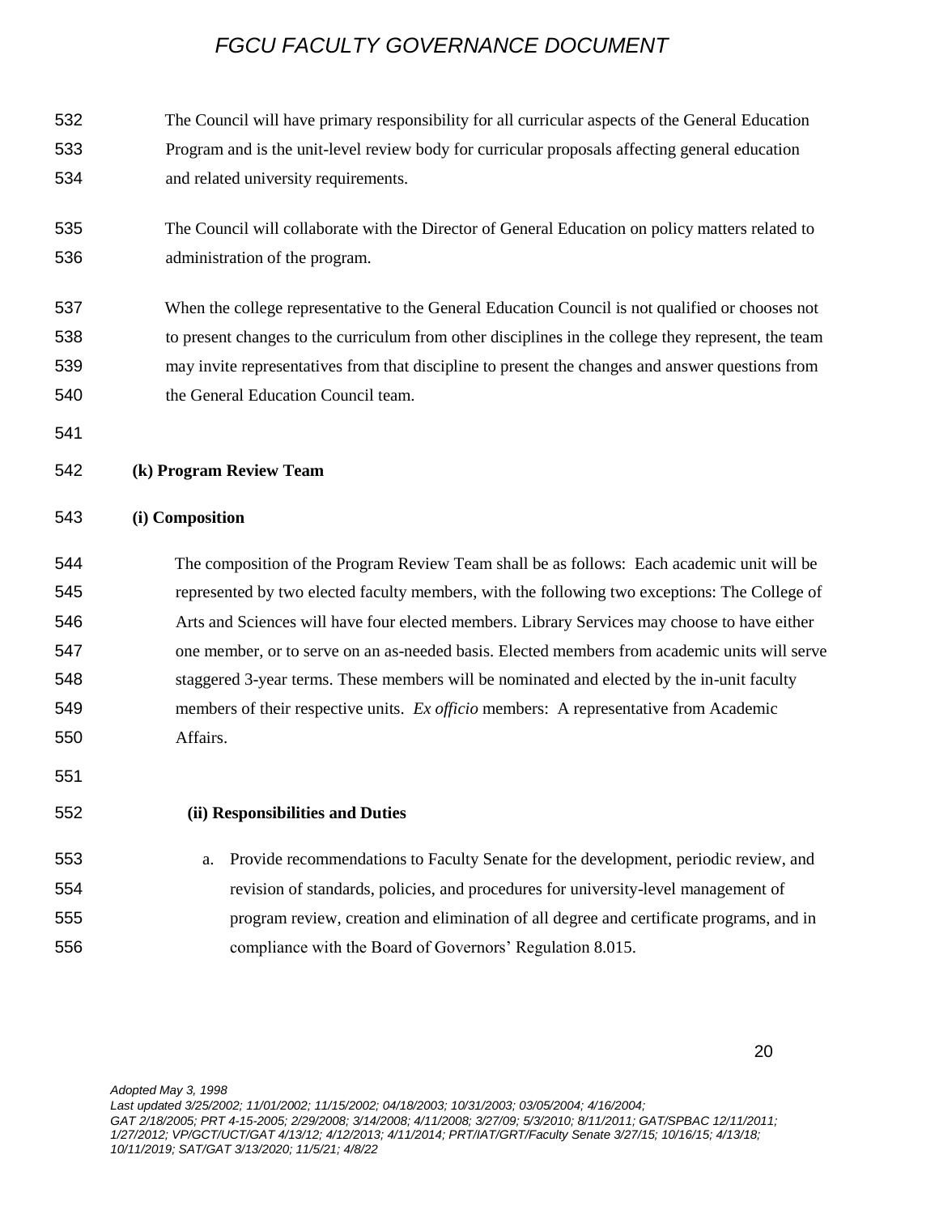The Council will have primary responsibility for all curricular aspects of the General Education Program and is the unit-level review body for curricular proposals affecting general education and related university requirements.

The Council will collaborate with the Director of General Education on policy matters related to administration of the program.

When the college representative to the General Education Council is not qualified or chooses not to present changes to the curriculum from other disciplines in the college they represent, the team may invite representatives from that discipline to present the changes and answer questions from the General Education Council team.

**(k) Program Review Team**

**(i) Composition**

The composition of the Program Review Team shall be as follows: Each academic unit will be represented by two elected faculty members, with the following two exceptions: The College of Arts and Sciences will have four elected members. Library Services may choose to have either one member, or to serve on an as-needed basis. Elected members from academic units will serve staggered 3-year terms. These members will be nominated and elected by the in-unit faculty members of their respective units. *Ex officio* members: A representative from Academic Affairs.

**(ii) Responsibilities and Duties**

a. Provide recommendations to Faculty Senate for the development, periodic review, and revision of standards, policies, and procedures for university-level management of program review, creation and elimination of all degree and certificate programs, and in compliance with the Board of Governors' Regulation 8.015.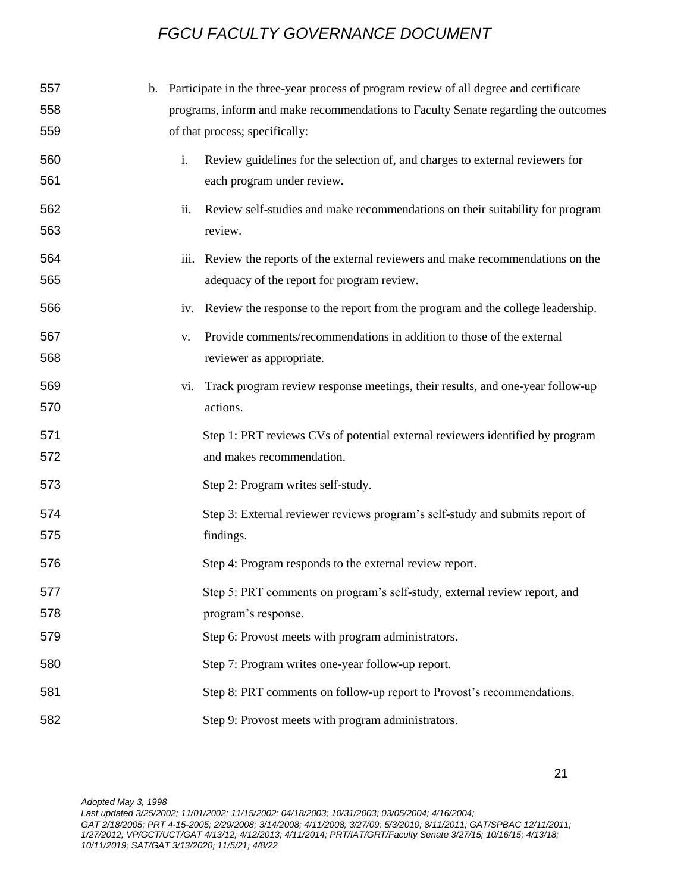b. Participate in the three-year process of program review of all degree and certificate programs, inform and make recommendations to Faculty Senate regarding the outcomes of that process; specifically:

   i. Review guidelines for the selection of, and charges to external reviewers for each program under review.

   ii. Review self-studies and make recommendations on their suitability for program review.

   iii. Review the reports of the external reviewers and make recommendations on the adequacy of the report for program review.

   iv. Review the response to the report from the program and the college leadership.

   v. Provide comments/recommendations in addition to those of the external reviewer as appropriate.

   vi. Track program review response meetings, their results, and one-year follow-up actions.

   Step 1: PRT reviews CVs of potential external reviewers identified by program and makes recommendation.

   Step 2: Program writes self-study.

   Step 3: External reviewer reviews program's self-study and submits report of findings.

   Step 4: Program responds to the external review report.

   Step 5: PRT comments on program's self-study, external review report, and program's response.

   Step 6: Provost meets with program administrators.

   Step 7: Program writes one-year follow-up report.

   Step 8: PRT comments on follow-up report to Provost's recommendations.

   Step 9: Provost meets with program administrators.

*Adopted May 3, 1998*
*Last updated 3/25/2002; 11/01/2002; 11/15/2002; 04/18/2003; 10/31/2003; 03/05/2004; 4/16/2004; GAT 2/18/2005; PRT 4-15-2005; 2/29/2008; 3/14/2008; 4/11/2008; 3/27/09; 5/3/2010; 8/11/2011; GAT/SPBAC 12/11/2011; 1/27/2012; VP/GCT/UCT/GAT 4/13/12; 4/12/2013; 4/11/2014; PRT/IAT/GRT/Faculty Senate 3/27/15; 10/16/15; 4/13/18; 10/11/2019; SAT/GAT 3/13/2020; 11/5/21; 4/8/22*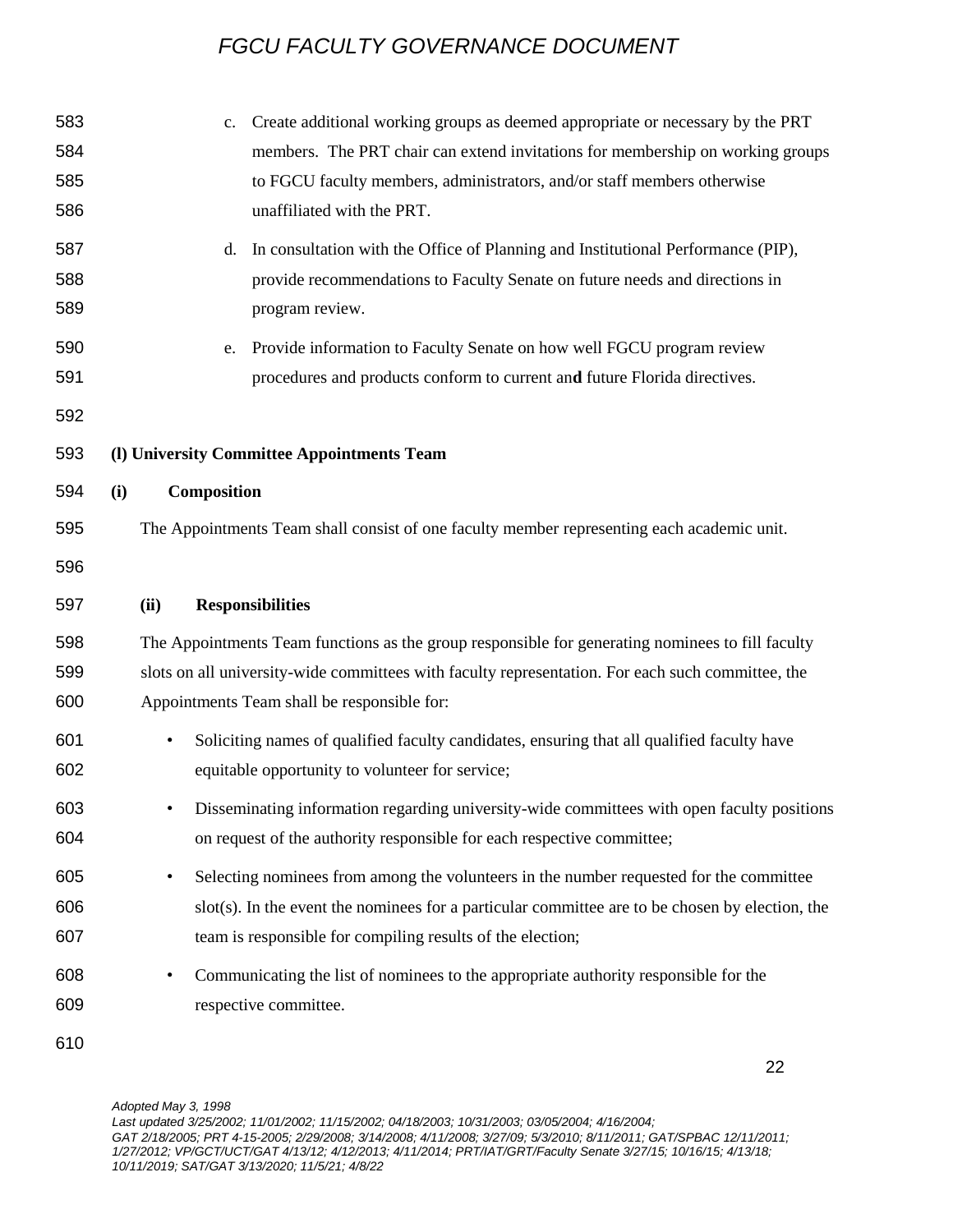c. Create additional working groups as deemed appropriate or necessary by the PRT members. The PRT chair can extend invitations for membership on working groups to FGCU faculty members, administrators, and/or staff members otherwise unaffiliated with the PRT.

d. In consultation with the Office of Planning and Institutional Performance (PIP), provide recommendations to Faculty Senate on future needs and directions in program review.

e. Provide information to Faculty Senate on how well FGCU program review procedures and products conform to current an**d** future Florida directives.

**(l) University Committee Appointments Team**

**(i) Composition**

The Appointments Team shall consist of one faculty member representing each academic unit.

**(ii) Responsibilities**

The Appointments Team functions as the group responsible for generating nominees to fill faculty slots on all university-wide committees with faculty representation. For each such committee, the Appointments Team shall be responsible for:

- Soliciting names of qualified faculty candidates, ensuring that all qualified faculty have equitable opportunity to volunteer for service;
- Disseminating information regarding university-wide committees with open faculty positions on request of the authority responsible for each respective committee;
- Selecting nominees from among the volunteers in the number requested for the committee slot(s). In the event the nominees for a particular committee are to be chosen by election, the team is responsible for compiling results of the election;
- Communicating the list of nominees to the appropriate authority responsible for the respective committee.

*Adopted May 3, 1998*
*Last updated 3/25/2002; 11/01/2002; 11/15/2002; 04/18/2003; 10/31/2003; 03/05/2004; 4/16/2004; GAT 2/18/2005; PRT 4-15-2005; 2/29/2008; 3/14/2008; 4/11/2008; 3/27/09; 5/3/2010; 8/11/2011; GAT/SPBAC 12/11/2011; 1/27/2012; VP/GCT/UCT/GAT 4/13/12; 4/12/2013; 4/11/2014; PRT/IAT/GRT/Faculty Senate 3/27/15; 10/16/15; 4/13/18; 10/11/2019; SAT/GAT 3/13/2020; 11/5/21; 4/8/22*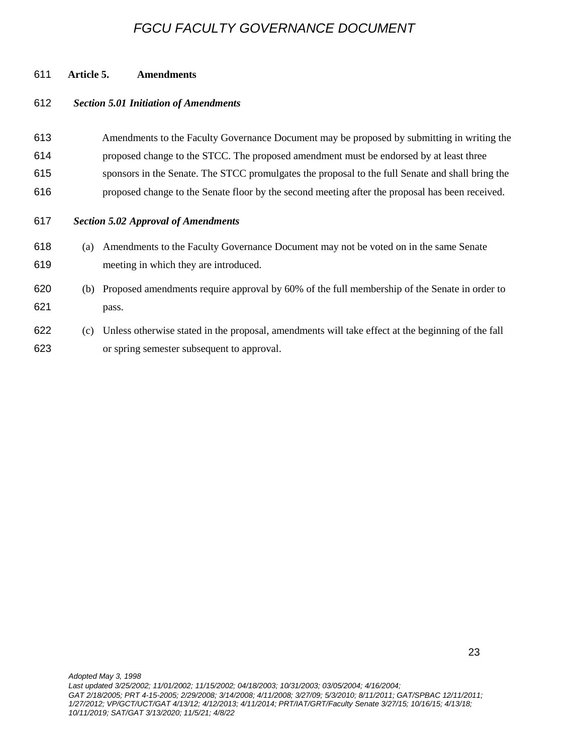## Article 5. Amendments

### *Section 5.01 Initiation of Amendments*

Amendments to the Faculty Governance Document may be proposed by submitting in writing the proposed change to the STCC. The proposed amendment must be endorsed by at least three sponsors in the Senate. The STCC promulgates the proposal to the full Senate and shall bring the proposed change to the Senate floor by the second meeting after the proposal has been received.

### *Section 5.02 Approval of Amendments*

(a) Amendments to the Faculty Governance Document may not be voted on in the same Senate meeting in which they are introduced.

(b) Proposed amendments require approval by 60% of the full membership of the Senate in order to pass.

(c) Unless otherwise stated in the proposal, amendments will take effect at the beginning of the fall or spring semester subsequent to approval.

*Adopted May 3, 1998*
*Last updated 3/25/2002; 11/01/2002; 11/15/2002; 04/18/2003; 10/31/2003; 03/05/2004; 4/16/2004; GAT 2/18/2005; PRT 4-15-2005; 2/29/2008; 3/14/2008; 4/11/2008; 3/27/09; 5/3/2010; 8/11/2011; GAT/SPBAC 12/11/2011; 1/27/2012; VP/GCT/UCT/GAT 4/13/12; 4/12/2013; 4/11/2014; PRT/IAT/GRT/Faculty Senate 3/27/15; 10/16/15; 4/13/18; 10/11/2019; SAT/GAT 3/13/2020; 11/5/21; 4/8/22*